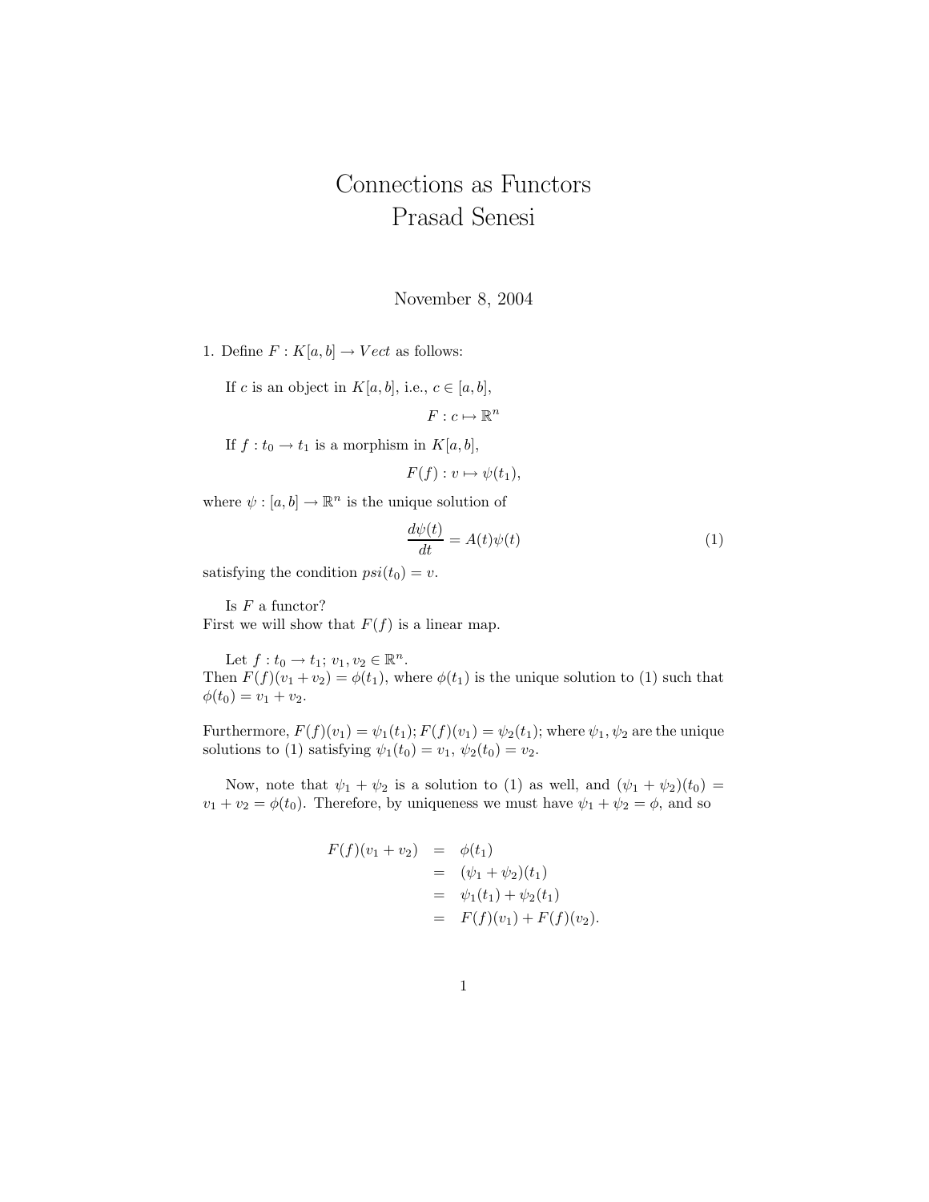# Connections as Functors
## Prasad Senesi

November 8, 2004

1. Define $F : K[a,b] \to Vect$ as follows:

If $c$ is an object in $K[a,b]$, i.e., $c \in [a,b]$,

$$F : c \mapsto \mathbb{R}^n$$

If $f : t_0 \to t_1$ is a morphism in $K[a,b]$,

$$F(f) : v \mapsto \psi(t_1),$$

where $\psi : [a,b] \to \mathbb{R}^n$ is the unique solution of

$$\frac{d\psi(t)}{dt} = A(t)\psi(t) \tag{1}$$

satisfying the condition $psi(t_0) = v$.

Is $F$ a functor?
First we will show that $F(f)$ is a linear map.

Let $f : t_0 \to t_1$; $v_1, v_2 \in \mathbb{R}^n$.
Then $F(f)(v_1 + v_2) = \phi(t_1)$, where $\phi(t_1)$ is the unique solution to (1) such that $\phi(t_0) = v_1 + v_2$.

Furthermore, $F(f)(v_1) = \psi_1(t_1); F(f)(v_1) = \psi_2(t_1)$; where $\psi_1, \psi_2$ are the unique solutions to (1) satisfying $\psi_1(t_0) = v_1$, $\psi_2(t_0) = v_2$.

Now, note that $\psi_1 + \psi_2$ is a solution to (1) as well, and $(\psi_1 + \psi_2)(t_0) = v_1 + v_2 = \phi(t_0)$. Therefore, by uniqueness we must have $\psi_1 + \psi_2 = \phi$, and so

$$\begin{aligned}
F(f)(v_1 + v_2) &= \phi(t_1) \\
&= (\psi_1 + \psi_2)(t_1) \\
&= \psi_1(t_1) + \psi_2(t_1) \\
&= F(f)(v_1) + F(f)(v_2).
\end{aligned}$$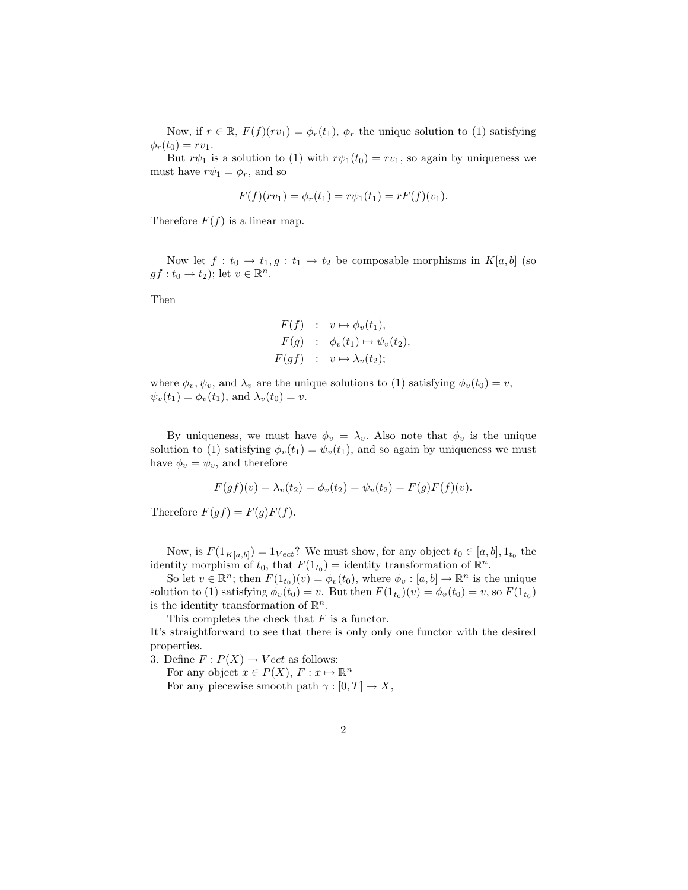Now, if $r \in \mathbb{R}$, $F(f)(rv_1) = \phi_r(t_1)$, $\phi_r$ the unique solution to (1) satisfying $\phi_r(t_0) = rv_1$.

But $r\psi_1$ is a solution to (1) with $r\psi_1(t_0) = rv_1$, so again by uniqueness we must have $r\psi_1 = \phi_r$, and so

$$F(f)(rv_1) = \phi_r(t_1) = r\psi_1(t_1) = rF(f)(v_1).$$

Therefore $F(f)$ is a linear map.

Now let $f : t_0 \to t_1, g : t_1 \to t_2$ be composable morphisms in $K[a,b]$ (so $gf : t_0 \to t_2$); let $v \in \mathbb{R}^n$.

Then

$$\begin{aligned} F(f) &: v \mapsto \phi_v(t_1), \\ F(g) &: \phi_v(t_1) \mapsto \psi_v(t_2), \\ F(gf) &: v \mapsto \lambda_v(t_2); \end{aligned}$$

where $\phi_v, \psi_v$, and $\lambda_v$ are the unique solutions to (1) satisfying $\phi_v(t_0) = v$, $\psi_v(t_1) = \phi_v(t_1)$, and $\lambda_v(t_0) = v$.

By uniqueness, we must have $\phi_v = \lambda_v$. Also note that $\phi_v$ is the unique solution to (1) satisfying $\phi_v(t_1) = \psi_v(t_1)$, and so again by uniqueness we must have $\phi_v = \psi_v$, and therefore

$$F(gf)(v) = \lambda_v(t_2) = \phi_v(t_2) = \psi_v(t_2) = F(g)F(f)(v).$$

Therefore $F(gf) = F(g)F(f)$.

Now, is $F(1_{K[a,b]}) = 1_{Vect}$? We must show, for any object $t_0 \in [a,b], 1_{t_0}$ the identity morphism of $t_0$, that $F(1_{t_0}) =$ identity transformation of $\mathbb{R}^n$.

So let $v \in \mathbb{R}^n$; then $F(1_{t_0})(v) = \phi_v(t_0)$, where $\phi_v : [a,b] \to \mathbb{R}^n$ is the unique solution to (1) satisfying $\phi_v(t_0) = v$. But then $F(1_{t_0})(v) = \phi_v(t_0) = v$, so $F(1_{t_0})$ is the identity transformation of $\mathbb{R}^n$.

This completes the check that $F$ is a functor.

It's straightforward to see that there is only only one functor with the desired properties.

3. Define $F : P(X) \to Vect$ as follows:

For any object $x \in P(X)$, $F : x \mapsto \mathbb{R}^n$

For any piecewise smooth path $\gamma : [0,T] \to X$,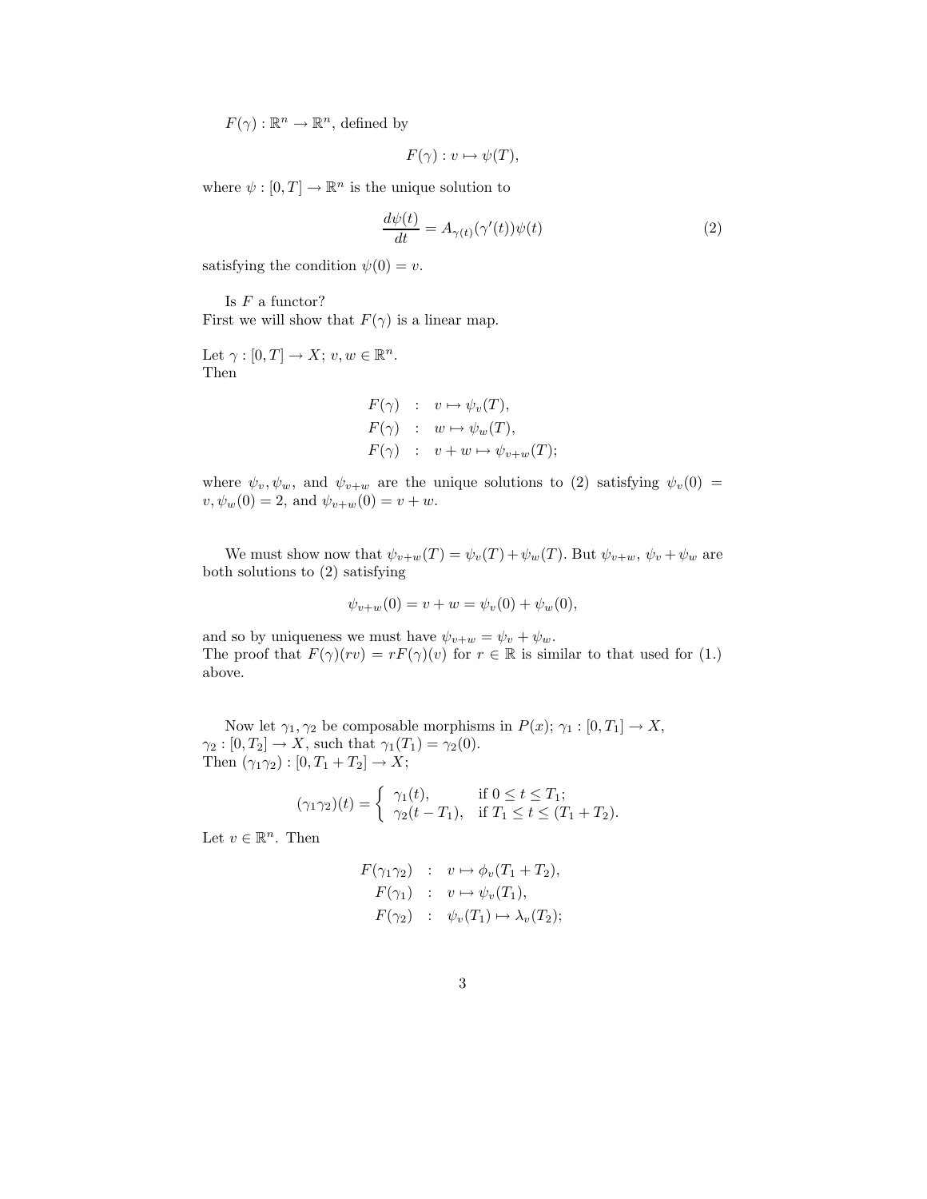$F(\gamma) : \mathbb{R}^n \to \mathbb{R}^n$, defined by

$$F(\gamma) : v \mapsto \psi(T),$$

where $\psi : [0, T] \to \mathbb{R}^n$ is the unique solution to

$$\frac{d\psi(t)}{dt} = A_{\gamma(t)}(\gamma'(t))\psi(t) \tag{2}$$

satisfying the condition $\psi(0) = v$.

Is $F$ a functor?
First we will show that $F(\gamma)$ is a linear map.

Let $\gamma : [0, T] \to X$; $v, w \in \mathbb{R}^n$.
Then

$$\begin{aligned} F(\gamma) &: v \mapsto \psi_v(T), \\ F(\gamma) &: w \mapsto \psi_w(T), \\ F(\gamma) &: v + w \mapsto \psi_{v+w}(T); \end{aligned}$$

where $\psi_v, \psi_w$, and $\psi_{v+w}$ are the unique solutions to (2) satisfying $\psi_v(0) = v, \psi_w(0) = 2$, and $\psi_{v+w}(0) = v + w$.

We must show now that $\psi_{v+w}(T) = \psi_v(T) + \psi_w(T)$. But $\psi_{v+w}$, $\psi_v + \psi_w$ are both solutions to (2) satisfying

$$\psi_{v+w}(0) = v + w = \psi_v(0) + \psi_w(0),$$

and so by uniqueness we must have $\psi_{v+w} = \psi_v + \psi_w$.
The proof that $F(\gamma)(rv) = rF(\gamma)(v)$ for $r \in \mathbb{R}$ is similar to that used for (1.) above.

Now let $\gamma_1, \gamma_2$ be composable morphisms in $P(x)$; $\gamma_1 : [0, T_1] \to X$, $\gamma_2 : [0, T_2] \to X$, such that $\gamma_1(T_1) = \gamma_2(0)$.
Then $(\gamma_1\gamma_2) : [0, T_1 + T_2] \to X$;

$$(\gamma_1\gamma_2)(t) = \begin{cases} \gamma_1(t), & \text{if } 0 \leq t \leq T_1; \\ \gamma_2(t - T_1), & \text{if } T_1 \leq t \leq (T_1 + T_2). \end{cases}$$

Let $v \in \mathbb{R}^n$. Then

$$\begin{aligned} F(\gamma_1\gamma_2) &: v \mapsto \phi_v(T_1 + T_2), \\ F(\gamma_1) &: v \mapsto \psi_v(T_1), \\ F(\gamma_2) &: \psi_v(T_1) \mapsto \lambda_v(T_2); \end{aligned}$$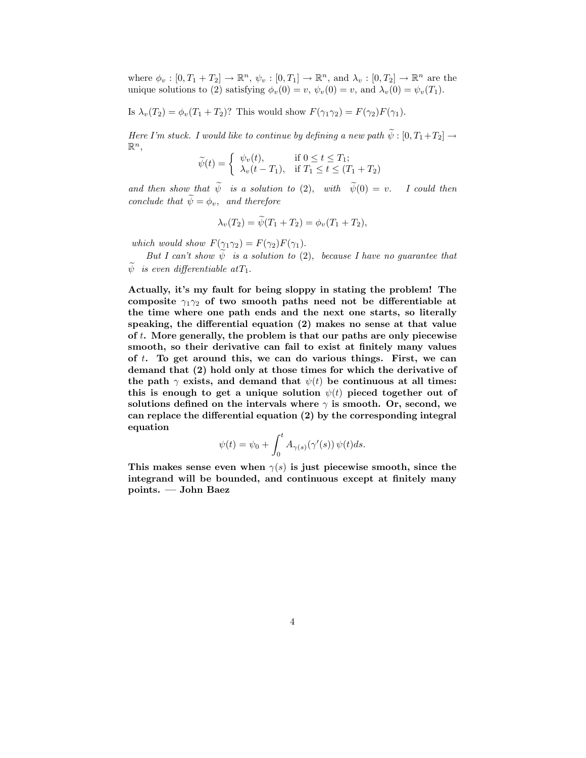where $\phi_v : [0, T_1 + T_2] \to \mathbb{R}^n$, $\psi_v : [0, T_1] \to \mathbb{R}^n$, and $\lambda_v : [0, T_2] \to \mathbb{R}^n$ are the unique solutions to (2) satisfying $\phi_v(0) = v$, $\psi_v(0) = v$, and $\lambda_v(0) = \psi_v(T_1)$.

Is $\lambda_v(T_2) = \phi_v(T_1 + T_2)$? This would show $F(\gamma_1\gamma_2) = F(\gamma_2)F(\gamma_1)$.

*Here I'm stuck. I would like to continue by defining a new path $\widetilde{\psi} : [0, T_1+T_2] \to \mathbb{R}^n$,*

$$\widetilde{\psi}(t) = \begin{cases} \psi_v(t), & \text{if } 0 \le t \le T_1; \\ \lambda_v(t - T_1), & \text{if } T_1 \le t \le (T_1 + T_2) \end{cases}$$

*and then show that $\widetilde{\psi}$ is a solution to (2), with $\widetilde{\psi}(0) = v$. I could then conclude that $\widetilde{\psi} = \phi_v$, and therefore*

$$\lambda_v(T_2) = \widetilde{\psi}(T_1 + T_2) = \phi_v(T_1 + T_2),$$

*which would show $F(\gamma_1\gamma_2) = F(\gamma_2)F(\gamma_1)$.*

*But I can't show $\widetilde{\psi}$ is a solution to (2), because I have no guarantee that $\widetilde{\psi}$ is even differentiable at $T_1$.*

**Actually, it's my fault for being sloppy in stating the problem! The composite $\gamma_1\gamma_2$ of two smooth paths need not be differentiable at the time where one path ends and the next one starts, so literally speaking, the differential equation (2) makes no sense at that value of $t$. More generally, the problem is that our paths are only piecewise smooth, so their derivative can fail to exist at finitely many values of $t$. To get around this, we can do various things. First, we can demand that (2) hold only at those times for which the derivative of the path $\gamma$ exists, and demand that $\psi(t)$ be continuous at all times: this is enough to get a unique solution $\psi(t)$ pieced together out of solutions defined on the intervals where $\gamma$ is smooth. Or, second, we can replace the differential equation (2) by the corresponding integral equation**

$$\psi(t) = \psi_0 + \int_0^t A_{\gamma(s)}(\gamma'(s))\, \psi(t) ds.$$

**This makes sense even when $\gamma(s)$ is just piecewise smooth, since the integrand will be bounded, and continuous except at finitely many points. — John Baez**